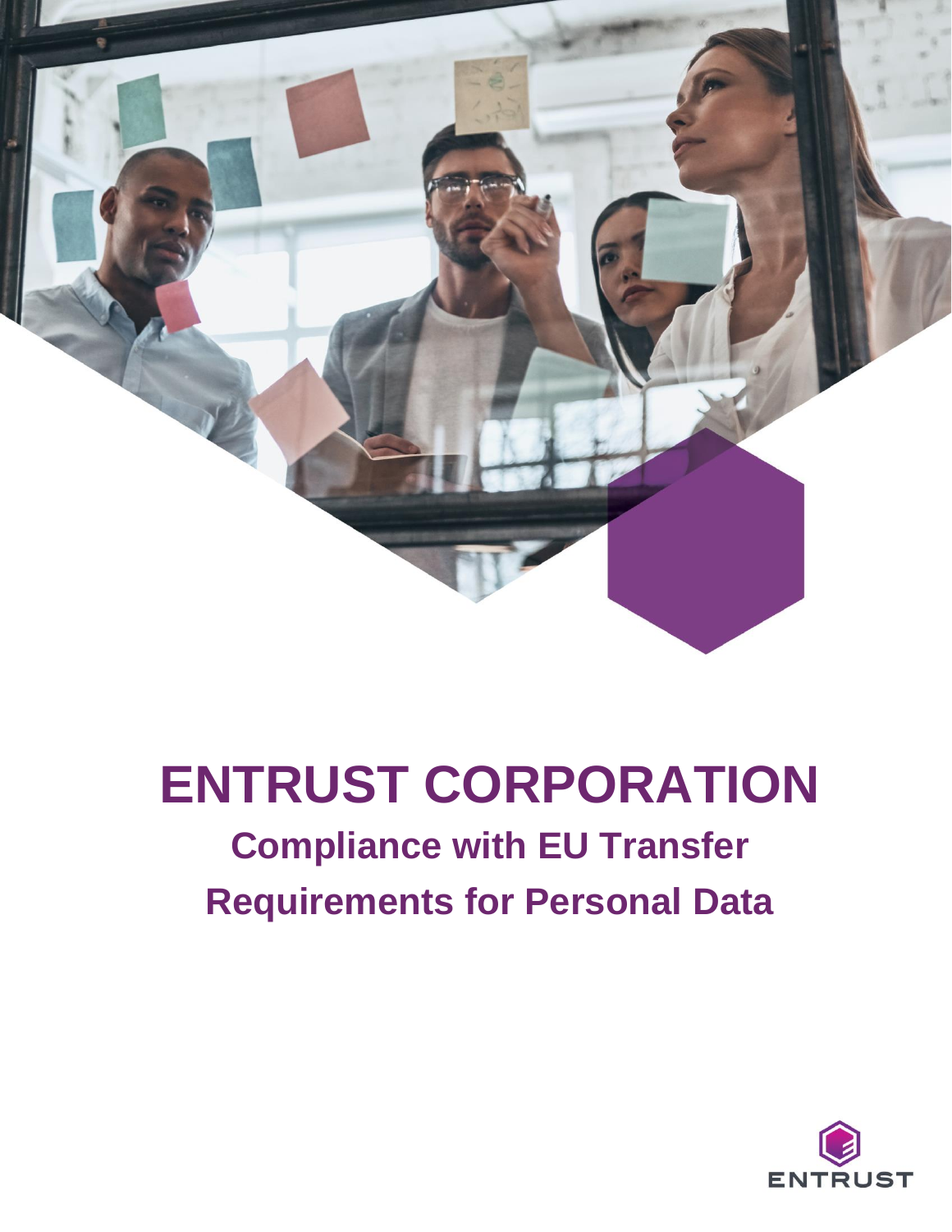# ENTRUST CORPORATION

## Compliance with EU Transfer Requirements for Personal Data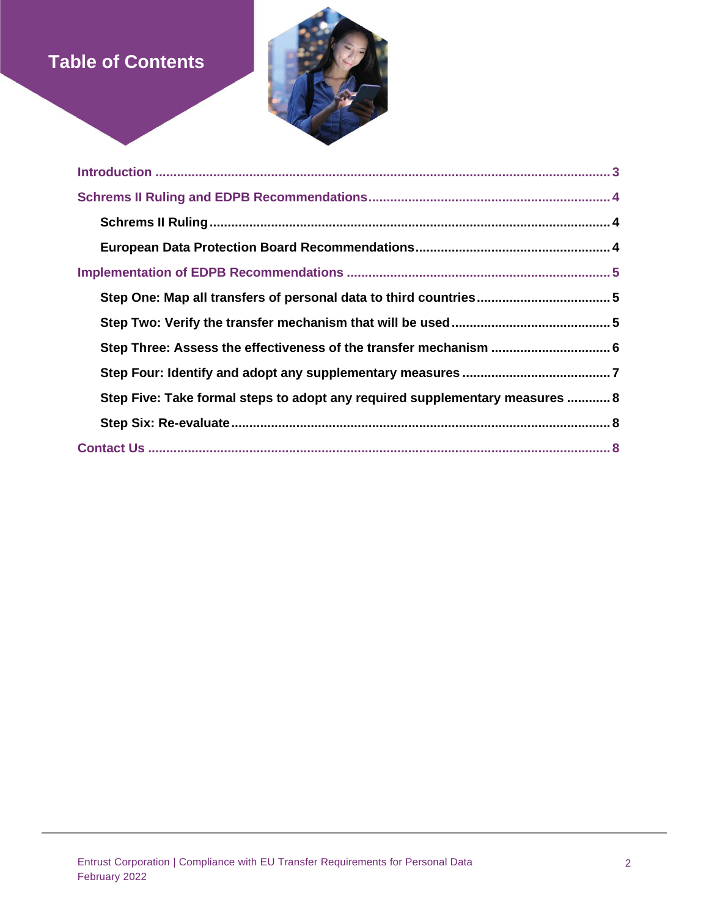# Table of Contents

- Introduction ........................................................ 3
- Schrems II Ruling and EDPB Recommendations ........................................................ 4
  - Schrems II Ruling ........................................................ 4
  - European Data Protection Board Recommendations ........................................................ 4
- Implementation of EDPB Recommendations ........................................................ 5
  - Step One: Map all transfers of personal data to third countries ........................................................ 5
  - Step Two: Verify the transfer mechanism that will be used ........................................................ 5
  - Step Three: Assess the effectiveness of the transfer mechanism ........................................................ 6
  - Step Four: Identify and adopt any supplementary measures ........................................................ 7
  - Step Five: Take formal steps to adopt any required supplementary measures ........................................................ 8
  - Step Six: Re-evaluate ........................................................ 8
- Contact Us ........................................................ 8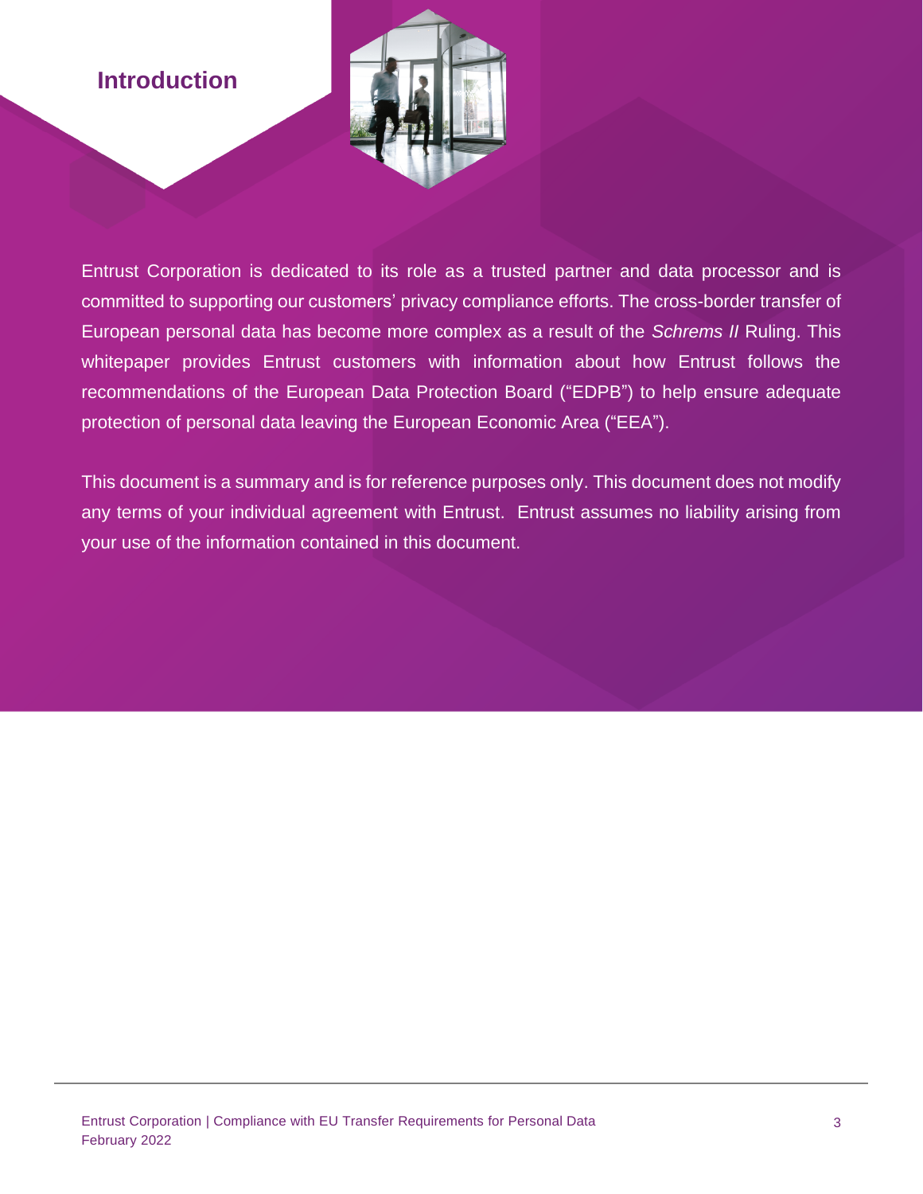## Introduction

Entrust Corporation is dedicated to its role as a trusted partner and data processor and is committed to supporting our customers' privacy compliance efforts. The cross-border transfer of European personal data has become more complex as a result of the *Schrems II* Ruling. This whitepaper provides Entrust customers with information about how Entrust follows the recommendations of the European Data Protection Board ("EDPB") to help ensure adequate protection of personal data leaving the European Economic Area ("EEA").

This document is a summary and is for reference purposes only. This document does not modify any terms of your individual agreement with Entrust. Entrust assumes no liability arising from your use of the information contained in this document.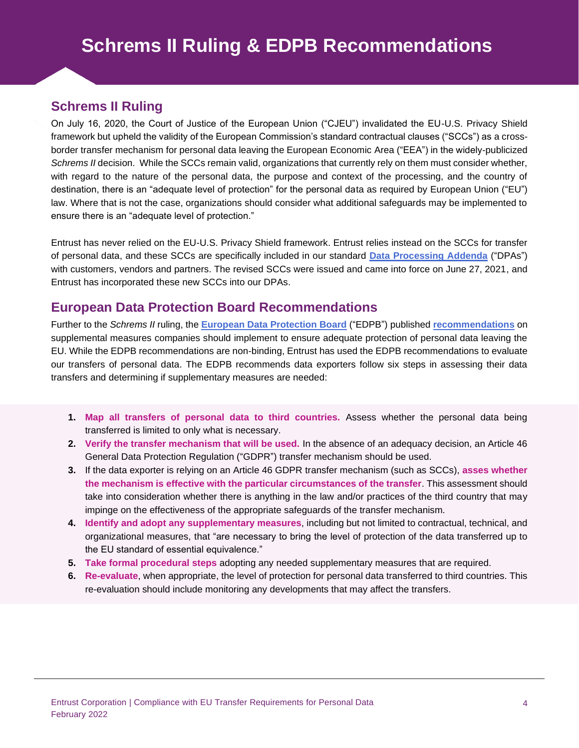# Schrems II Ruling & EDPB Recommendations

## Schrems II Ruling

On July 16, 2020, the Court of Justice of the European Union ("CJEU") invalidated the EU-U.S. Privacy Shield framework but upheld the validity of the European Commission's standard contractual clauses ("SCCs") as a cross-border transfer mechanism for personal data leaving the European Economic Area ("EEA") in the widely-publicized *Schrems II* decision. While the SCCs remain valid, organizations that currently rely on them must consider whether, with regard to the nature of the personal data, the purpose and context of the processing, and the country of destination, there is an "adequate level of protection" for the personal data as required by European Union ("EU") law. Where that is not the case, organizations should consider what additional safeguards may be implemented to ensure there is an "adequate level of protection."

Entrust has never relied on the EU-U.S. Privacy Shield framework. Entrust relies instead on the SCCs for transfer of personal data, and these SCCs are specifically included in our standard **Data Processing Addenda** ("DPAs") with customers, vendors and partners. The revised SCCs were issued and came into force on June 27, 2021, and Entrust has incorporated these new SCCs into our DPAs.

## European Data Protection Board Recommendations

Further to the *Schrems II* ruling, the **European Data Protection Board** ("EDPB") published **recommendations** on supplemental measures companies should implement to ensure adequate protection of personal data leaving the EU. While the EDPB recommendations are non-binding, Entrust has used the EDPB recommendations to evaluate our transfers of personal data. The EDPB recommends data exporters follow six steps in assessing their data transfers and determining if supplementary measures are needed:

1. **Map all transfers of personal data to third countries.** Assess whether the personal data being transferred is limited to only what is necessary.
2. **Verify the transfer mechanism that will be used.** In the absence of an adequacy decision, an Article 46 General Data Protection Regulation ("GDPR") transfer mechanism should be used.
3. If the data exporter is relying on an Article 46 GDPR transfer mechanism (such as SCCs), **asses whether the mechanism is effective with the particular circumstances of the transfer**. This assessment should take into consideration whether there is anything in the law and/or practices of the third country that may impinge on the effectiveness of the appropriate safeguards of the transfer mechanism.
4. **Identify and adopt any supplementary measures**, including but not limited to contractual, technical, and organizational measures, that "are necessary to bring the level of protection of the data transferred up to the EU standard of essential equivalence."
5. **Take formal procedural steps** adopting any needed supplementary measures that are required.
6. **Re-evaluate**, when appropriate, the level of protection for personal data transferred to third countries. This re-evaluation should include monitoring any developments that may affect the transfers.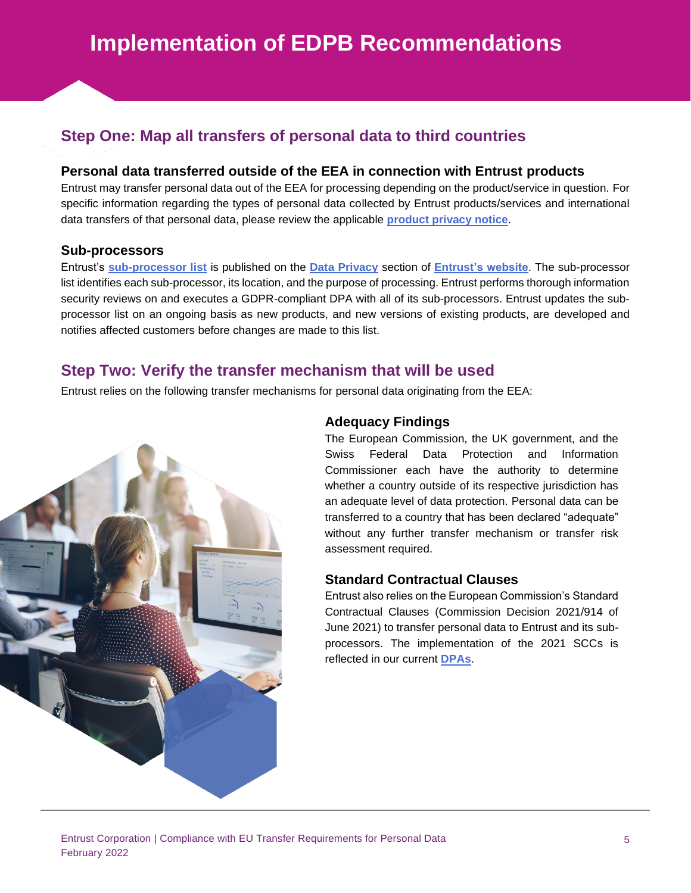# Implementation of EDPB Recommendations

## Step One: Map all transfers of personal data to third countries

### Personal data transferred outside of the EEA in connection with Entrust products

Entrust may transfer personal data out of the EEA for processing depending on the product/service in question. For specific information regarding the types of personal data collected by Entrust products/services and international data transfers of that personal data, please review the applicable **product privacy notice**.

### Sub-processors

Entrust's **sub-processor list** is published on the **Data Privacy** section of **Entrust's website**. The sub-processor list identifies each sub-processor, its location, and the purpose of processing. Entrust performs thorough information security reviews on and executes a GDPR-compliant DPA with all of its sub-processors. Entrust updates the sub-processor list on an ongoing basis as new products, and new versions of existing products, are developed and notifies affected customers before changes are made to this list.

## Step Two: Verify the transfer mechanism that will be used

Entrust relies on the following transfer mechanisms for personal data originating from the EEA:

### Adequacy Findings

The European Commission, the UK government, and the Swiss Federal Data Protection and Information Commissioner each have the authority to determine whether a country outside of its respective jurisdiction has an adequate level of data protection. Personal data can be transferred to a country that has been declared "adequate" without any further transfer mechanism or transfer risk assessment required.

### Standard Contractual Clauses

Entrust also relies on the European Commission's Standard Contractual Clauses (Commission Decision 2021/914 of June 2021) to transfer personal data to Entrust and its sub-processors. The implementation of the 2021 SCCs is reflected in our current **DPAs**.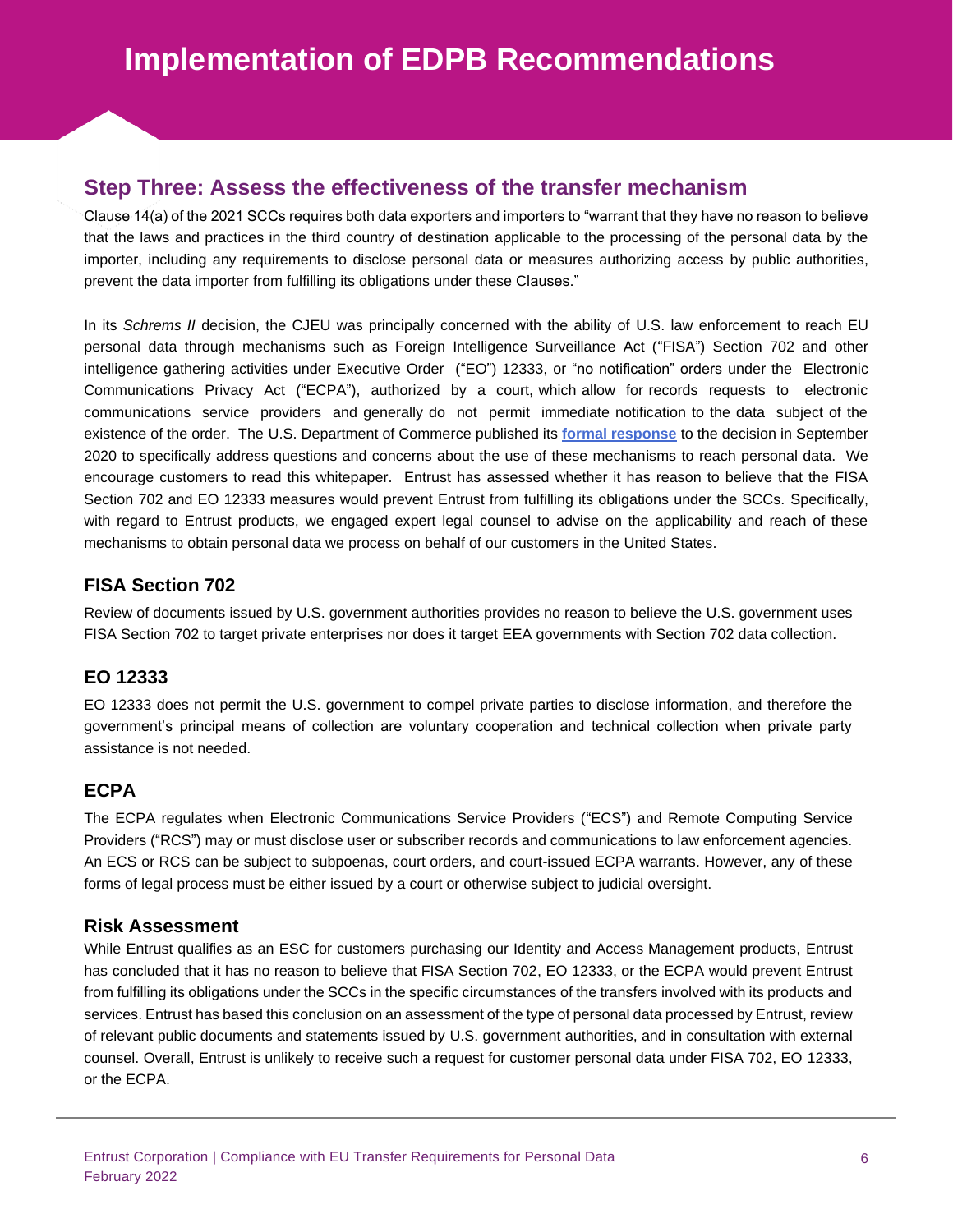# Implementation of EDPB Recommendations

## Step Three: Assess the effectiveness of the transfer mechanism

Clause 14(a) of the 2021 SCCs requires both data exporters and importers to "warrant that they have no reason to believe that the laws and practices in the third country of destination applicable to the processing of the personal data by the importer, including any requirements to disclose personal data or measures authorizing access by public authorities, prevent the data importer from fulfilling its obligations under these Clauses."

In its *Schrems II* decision, the CJEU was principally concerned with the ability of U.S. law enforcement to reach EU personal data through mechanisms such as Foreign Intelligence Surveillance Act ("FISA") Section 702 and other intelligence gathering activities under Executive Order ("EO") 12333, or "no notification" orders under the Electronic Communications Privacy Act ("ECPA"), authorized by a court, which allow for records requests to electronic communications service providers and generally do not permit immediate notification to the data subject of the existence of the order. The U.S. Department of Commerce published its **formal response** to the decision in September 2020 to specifically address questions and concerns about the use of these mechanisms to reach personal data. We encourage customers to read this whitepaper. Entrust has assessed whether it has reason to believe that the FISA Section 702 and EO 12333 measures would prevent Entrust from fulfilling its obligations under the SCCs. Specifically, with regard to Entrust products, we engaged expert legal counsel to advise on the applicability and reach of these mechanisms to obtain personal data we process on behalf of our customers in the United States.

### FISA Section 702

Review of documents issued by U.S. government authorities provides no reason to believe the U.S. government uses FISA Section 702 to target private enterprises nor does it target EEA governments with Section 702 data collection.

### EO 12333

EO 12333 does not permit the U.S. government to compel private parties to disclose information, and therefore the government's principal means of collection are voluntary cooperation and technical collection when private party assistance is not needed.

### ECPA

The ECPA regulates when Electronic Communications Service Providers ("ECS") and Remote Computing Service Providers ("RCS") may or must disclose user or subscriber records and communications to law enforcement agencies. An ECS or RCS can be subject to subpoenas, court orders, and court-issued ECPA warrants. However, any of these forms of legal process must be either issued by a court or otherwise subject to judicial oversight.

### Risk Assessment

While Entrust qualifies as an ESC for customers purchasing our Identity and Access Management products, Entrust has concluded that it has no reason to believe that FISA Section 702, EO 12333, or the ECPA would prevent Entrust from fulfilling its obligations under the SCCs in the specific circumstances of the transfers involved with its products and services. Entrust has based this conclusion on an assessment of the type of personal data processed by Entrust, review of relevant public documents and statements issued by U.S. government authorities, and in consultation with external counsel. Overall, Entrust is unlikely to receive such a request for customer personal data under FISA 702, EO 12333, or the ECPA.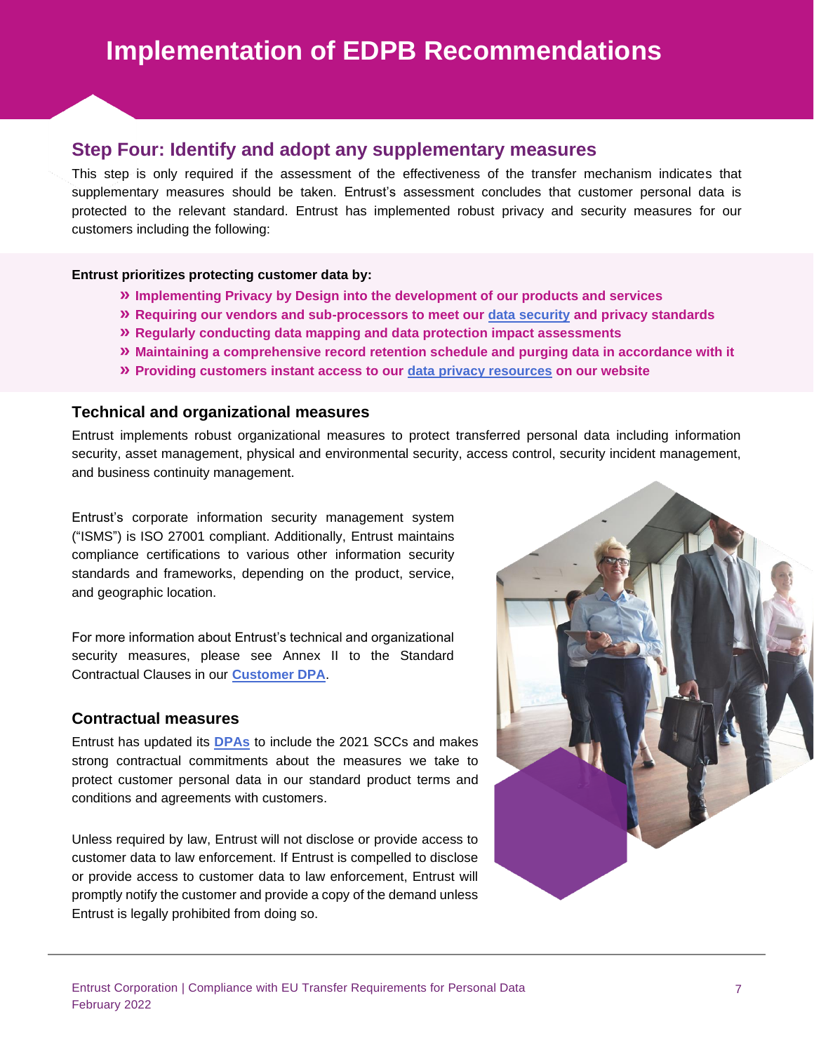# Implementation of EDPB Recommendations

## Step Four: Identify and adopt any supplementary measures

This step is only required if the assessment of the effectiveness of the transfer mechanism indicates that supplementary measures should be taken. Entrust's assessment concludes that customer personal data is protected to the relevant standard. Entrust has implemented robust privacy and security measures for our customers including the following:

**Entrust prioritizes protecting customer data by:**

- **Implementing Privacy by Design into the development of our products and services**
- **Requiring our vendors and sub-processors to meet our data security and privacy standards**
- **Regularly conducting data mapping and data protection impact assessments**
- **Maintaining a comprehensive record retention schedule and purging data in accordance with it**
- **Providing customers instant access to our data privacy resources on our website**

### Technical and organizational measures

Entrust implements robust organizational measures to protect transferred personal data including information security, asset management, physical and environmental security, access control, security incident management, and business continuity management.

Entrust's corporate information security management system ("ISMS") is ISO 27001 compliant. Additionally, Entrust maintains compliance certifications to various other information security standards and frameworks, depending on the product, service, and geographic location.

For more information about Entrust's technical and organizational security measures, please see Annex II to the Standard Contractual Clauses in our **Customer DPA**.

### Contractual measures

Entrust has updated its **DPAs** to include the 2021 SCCs and makes strong contractual commitments about the measures we take to protect customer personal data in our standard product terms and conditions and agreements with customers.

Unless required by law, Entrust will not disclose or provide access to customer data to law enforcement. If Entrust is compelled to disclose or provide access to customer data to law enforcement, Entrust will promptly notify the customer and provide a copy of the demand unless Entrust is legally prohibited from doing so.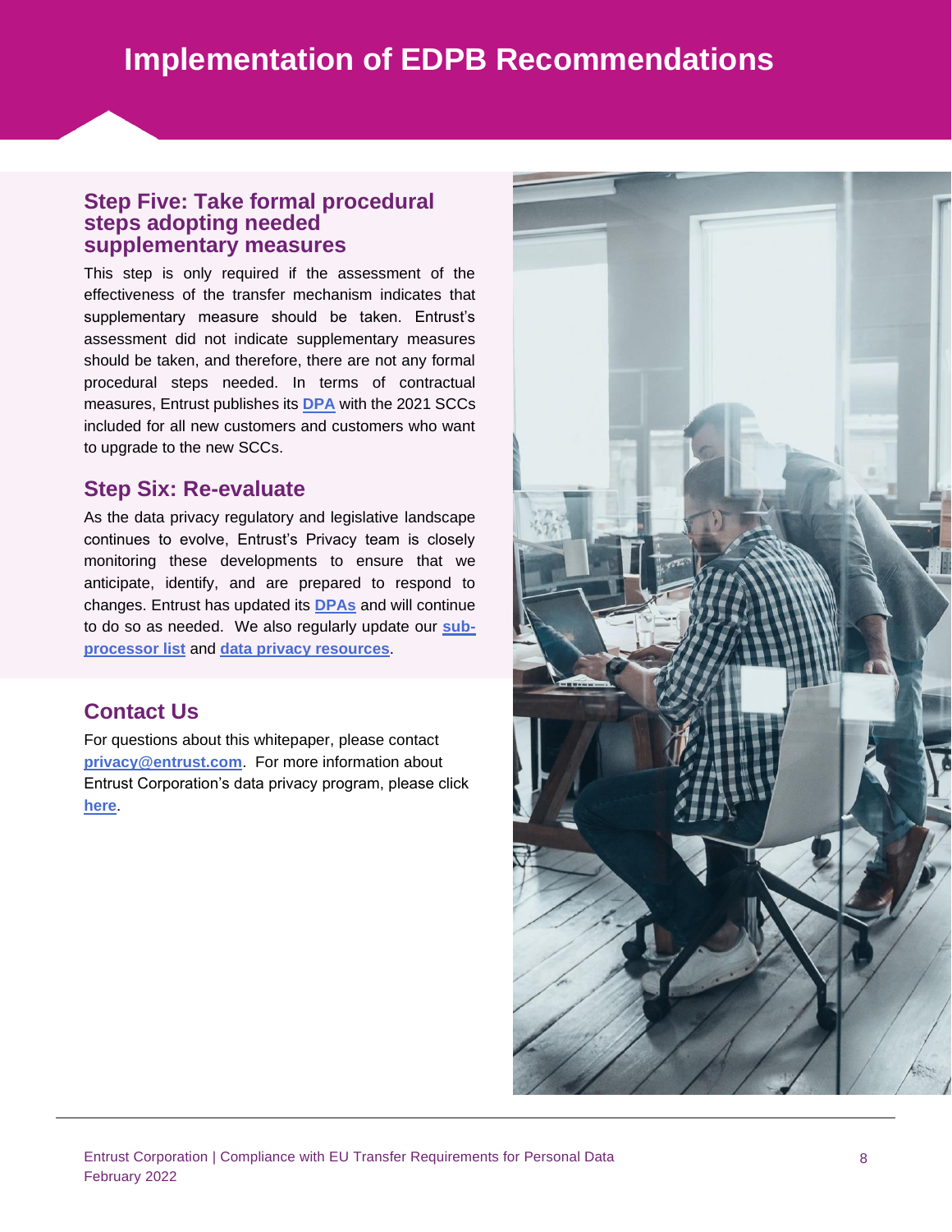# Implementation of EDPB Recommendations

## Step Five: Take formal procedural steps adopting needed supplementary measures

This step is only required if the assessment of the effectiveness of the transfer mechanism indicates that supplementary measure should be taken. Entrust's assessment did not indicate supplementary measures should be taken, and therefore, there are not any formal procedural steps needed. In terms of contractual measures, Entrust publishes its **DPA** with the 2021 SCCs included for all new customers and customers who want to upgrade to the new SCCs.

## Step Six: Re-evaluate

As the data privacy regulatory and legislative landscape continues to evolve, Entrust's Privacy team is closely monitoring these developments to ensure that we anticipate, identify, and are prepared to respond to changes. Entrust has updated its **DPAs** and will continue to do so as needed. We also regularly update our **sub-processor list** and **data privacy resources**.

## Contact Us

For questions about this whitepaper, please contact **privacy@entrust.com**. For more information about Entrust Corporation's data privacy program, please click **here**.